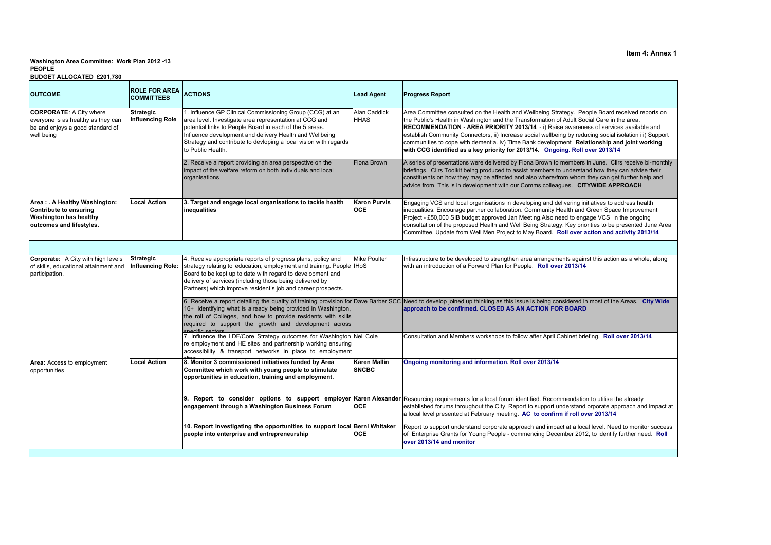Item 4: Annex 1

**Washington Area Committee: Work Plan 2012 -13**
**PEOPLE**
**BUDGET ALLOCATED £201,780**

| OUTCOME | ROLE FOR AREA COMMITTEES | ACTIONS | Lead Agent | Progress Report |
|---|---|---|---|---|
| **CORPORATE**: A City where everyone is as healthy as they can be and enjoys a good standard of well being | **Strategic Influencing Role** | 1. Influence GP Clinical Commissioning Group (CCG) at an area level. Investigate area representation at CCG and potential links to People Board in each of the 5 areas. Influence development and delivery Health and Wellbeing Strategy and contribute to devloping a local vision with regards to Public Health. | Alan Caddick HHAS | Area Committee consulted on the Health and Wellbeing Strategy. People Board received reports on the Public's Health in Washington and the Transformation of Adult Social Care in the area. **RECOMMENDATION - AREA PRIORITY 2013/14** - i) Raise awareness of services available and establish Community Connectors, ii) Increase social wellbeing by reducing social isolation iii) Support communities to cope with dementia. iv) Time Bank development **Relationship and joint working with CCG identified as a key priority for 2013/14. Ongoing. Roll over 2013/14** |
| | | 2. Receive a report providing an area perspective on the impact of the welfare reform on both individuals and local organisations | Fiona Brown | A series of presentations were delivered by Fiona Brown to members in June. Cllrs receive bi-monthly briefings. Cllrs Toolkit being produced to assist members to understand how they can advise their constituents on how they may be affected and also where/from whom they can get further help and advice from. This is in development with our Comms colleagues. **CITYWIDE APPROACH** |
| **Area : . A Healthy Washington: Contribute to ensuring Washington has healthy outcomes and lifestyles.** | **Local Action** | **3. Target and engage local organisations to tackle health inequalities** | **Karon Purvis OCE** | Engaging VCS and local organisations in developing and delivering initiatives to address health inequalities. Encourage partner collaboration. Community Health and Green Space Improvement Project - £50,000 SIB budget approved Jan Meeting.Also need to engage VCS in the ongoing consultation of the proposed Health and Well Being Strategy. Key priorities to be presented June Area Committee. Update from Well Men Project to May Board. **Roll over action and activity 2013/14** |
| | | | | |
| **Corporate:** A City with high levels of skills, educational attainment and participation. | **Strategic Influencing Role:** | 4. Receive appropriate reports of progress plans, policy and strategy relating to education, employment and training. People Board to be kept up to date with regard to development and delivery of services (including those being delivered by Partners) which improve resident's job and career prospects. | Mike Poulter IHoS | Infrastructure to be developed to strengthen area arrangements against this action as a whole, along with an introduction of a Forward Plan for People. **Roll over 2013/14** |
| | | 6. Receive a report detailing the quality of training provision for 16+ identifying what is already being provided in Washington, the roll of Colleges, and how to provide residents with skills required to support the growth and development across specific sectors | Dave Barber SCC | Need to develop joined up thinking as this issue is being considered in most of the Areas. **City Wide approach to be confirmed. CLOSED AS AN ACTION FOR BOARD** |
| | | 7. Influence the LDF/Core Strategy outcomes for Washington re employment and HE sites and partnership working ensuring accessibility & transport networks in place to employment sites | Neil Cole | Consultation and Members workshops to follow after April Cabinet briefing. **Roll over 2013/14** |
| **Area:** Access to employment opportunities | **Local Action** | **8. Monitor 3 commissioned initiatives funded by Area Committee which work with young people to stimulate opportunities in education, training and employment.** | **Karen Mallin SNCBC** | **Ongoing monitoring and information. Roll over 2013/14** |
| | | **9. Report to consider options to support employer engagement through a Washington Business Forum** | **Karen Alexander OCE** | Resourcing requirements for a local forum identified. Recommendation to utilise the already established forums throughout the City. Report to support understand orporate approach and impact at a local level presented at February meeting. **AC to confirm if roll over 2013/14** |
| | | **10. Report investigating the opportunities to support local people into enterprise and entrepreneurship** | **Berni Whitaker OCE** | Report to support understand corporate approach and impact at a local level. Need to monitor success of Enterprise Grants for Young People - commencing December 2012, to identify further need. **Roll over 2013/14 and monitor** |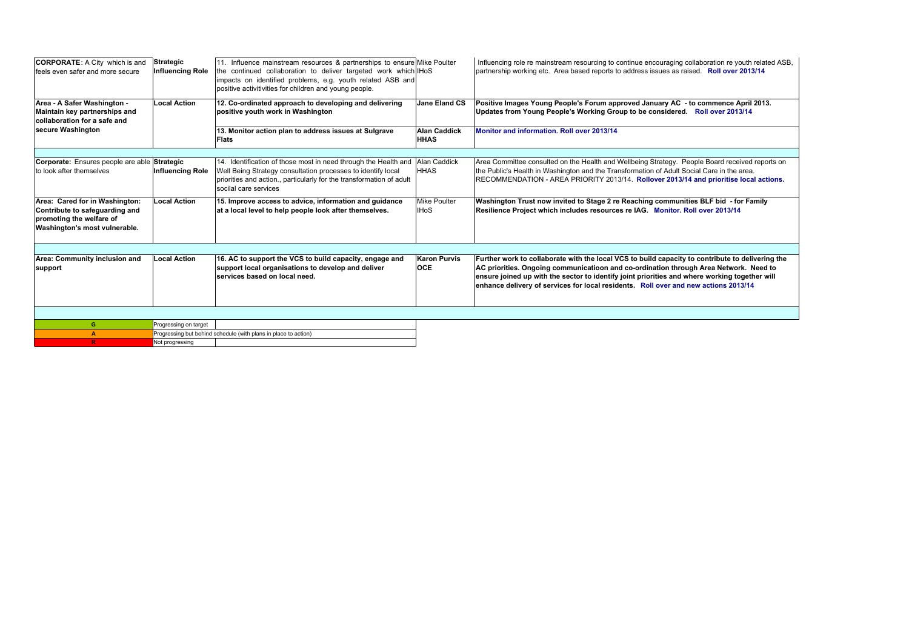| | | | | |
|---|---|---|---|---|
| **CORPORATE**: A City which is and feels even safer and more secure | **Strategic Influencing Role** | 11. Influence mainstream resources & partnerships to ensure the continued collaboration to deliver targeted work which impacts on identified problems, e.g. youth related ASB and positive activitivities for children and young people. | Mike Poulter IHoS | Influencing role re mainstream resourcing to continue encouraging collaboration re youth related ASB, partnership working etc. Area based reports to address issues as raised. **Roll over 2013/14** |
| **Area - A Safer Washington - Maintain key partnerships and collaboration for a safe and secure Washington** | **Local Action** | **12. Co-ordinated approach to developing and delivering positive youth work in Washington** | **Jane Eland CS** | **Positive Images Young People's Forum approved January AC - to commence April 2013. Updates from Young People's Working Group to be considered. Roll over 2013/14** |
| | | **13. Monitor action plan to address issues at Sulgrave Flats** | **Alan Caddick HHAS** | **Monitor and information. Roll over 2013/14** |
| | | | | |
| **Corporate:** Ensures people are able to look after themselves | **Strategic Influencing Role** | 14. Identification of those most in need through the Health and Well Being Strategy consultation processes to identify local priorities and action., particularly for the transformation of adult social care services | Alan Caddick HHAS | Area Committee consulted on the Health and Wellbeing Strategy. People Board received reports on the Public's Health in Washington and the Transformation of Adult Social Care in the area. RECOMMENDATION - AREA PRIORITY 2013/14. **Rollover 2013/14 and prioritise local actions.** |
| **Area: Cared for in Washington: Contribute to safeguarding and promoting the welfare of Washington's most vulnerable.** | **Local Action** | **15. Improve access to advice, information and guidance at a local level to help people look after themselves.** | Mike Poulter IHoS | **Washington Trust now invited to Stage 2 re Reaching communities BLF bid - for Family Resilience Project which includes resources re IAG. Monitor. Roll over 2013/14** |
| | | | | |
| **Area: Community inclusion and support** | **Local Action** | **16. AC to support the VCS to build capacity, engage and support local organisations to develop and deliver services based on local need.** | **Karon Purvis OCE** | **Further work to collaborate with the local VCS to build capacity to contribute to delivering the AC priorities. Ongoing communicatioon and co-ordination through Area Network. Need to ensure joined up with the sector to identify joint priorities and where working together will enhance delivery of services for local residents. Roll over and new actions 2013/14** |

| | |
|---|---|
| G | Progressing on target |
| A | Progressing but behind schedule (with plans in place to action) |
| R | Not progressing |